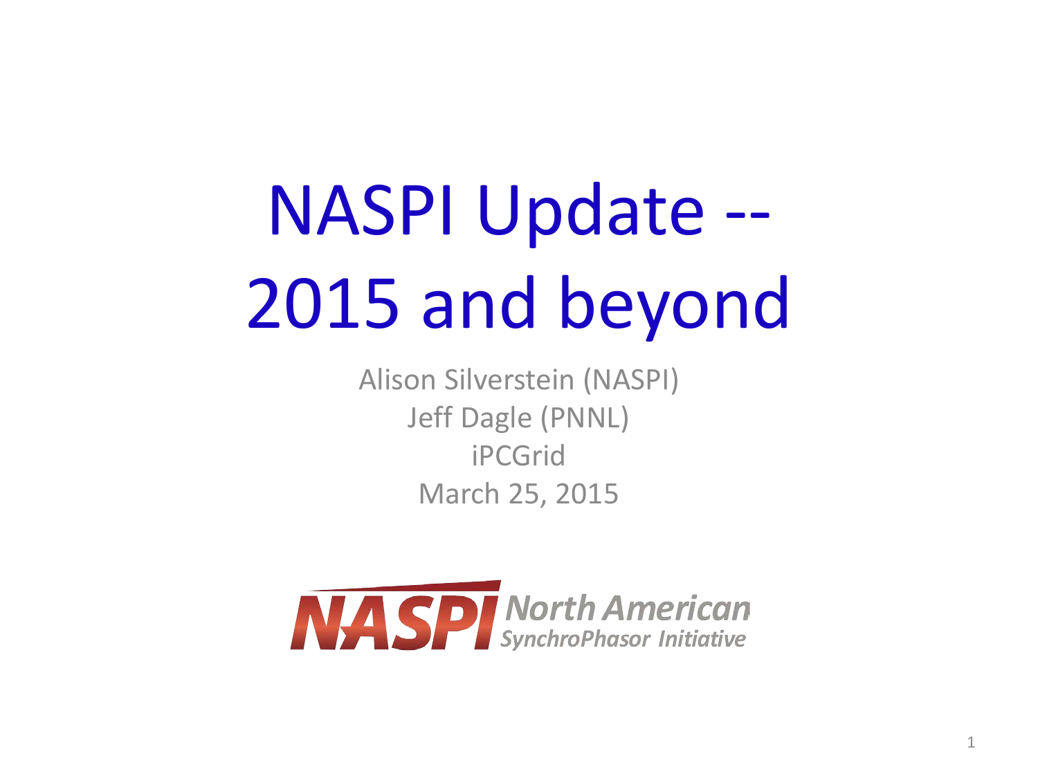# NASPI Update -- 2015 and beyond

Alison Silverstein (NASPI)
Jeff Dagle (PNNL)
iPCGrid
March 25, 2015

NASPI North American SynchroPhasor Initiative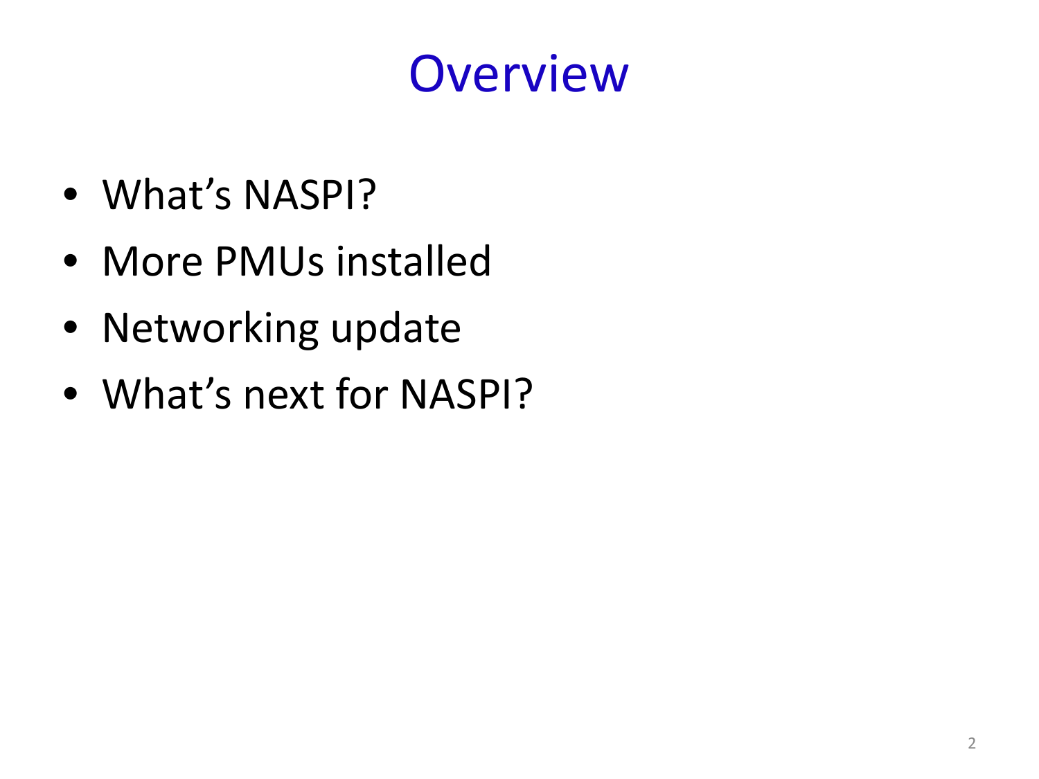# Overview

- What's NASPI?
- More PMUs installed
- Networking update
- What's next for NASPI?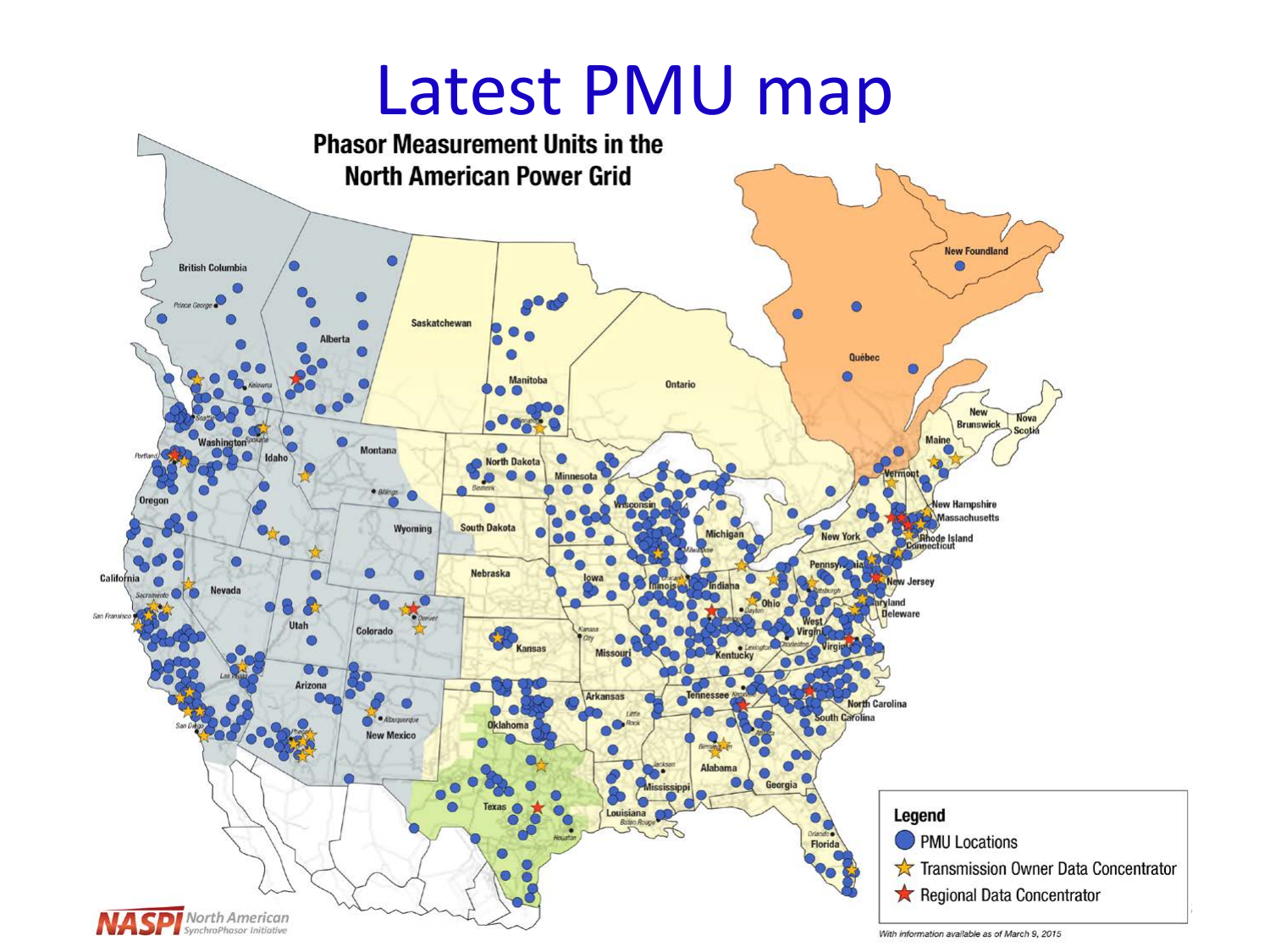# Latest PMU map

**Phasor Measurement Units in the North American Power Grid**

Legend
- PMU Locations
- Transmission Owner Data Concentrator
- Regional Data Concentrator

With information available as of March 9, 2015

NASPI North American SynchroPhasor Initiative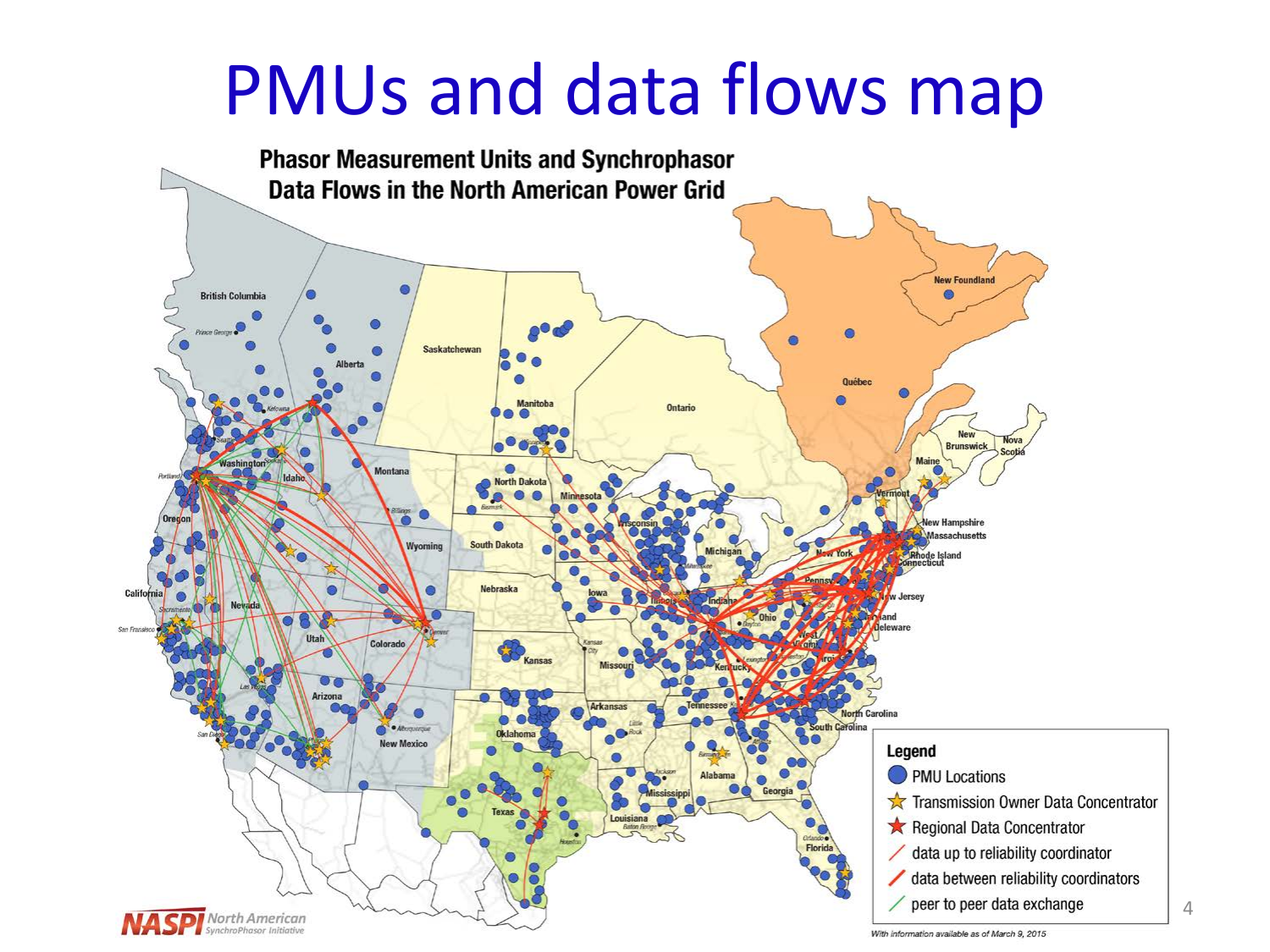# PMUs and data flows map

**Phasor Measurement Units and Synchrophasor Data Flows in the North American Power Grid**

**Legend**

- PMU Locations
- Transmission Owner Data Concentrator
- Regional Data Concentrator
- data up to reliability coordinator
- data between reliability coordinators
- peer to peer data exchange

*With information available as of March 9, 2015*

NASPI North American SynchroPhasor Initiative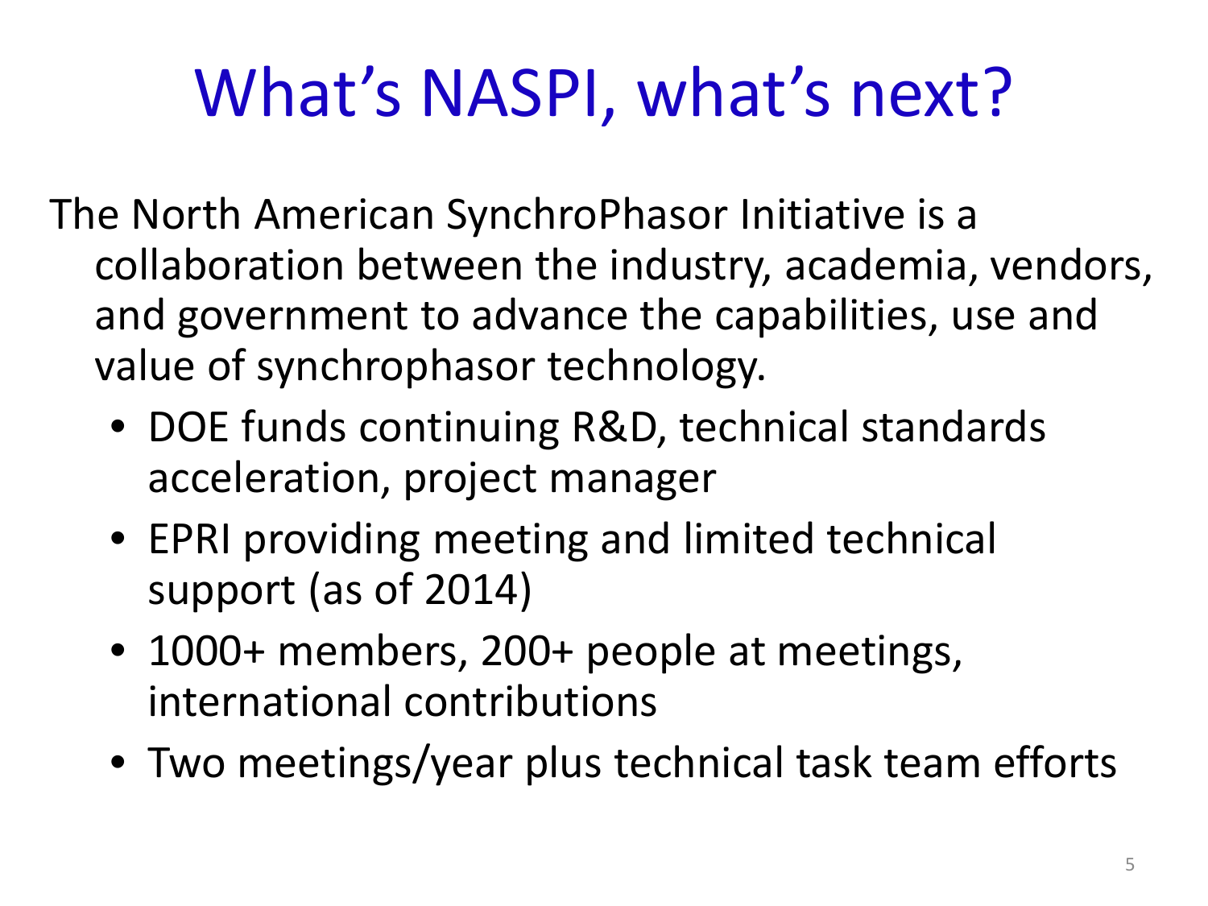# What's NASPI, what's next?

The North American SynchroPhasor Initiative is a collaboration between the industry, academia, vendors, and government to advance the capabilities, use and value of synchrophasor technology.

- DOE funds continuing R&D, technical standards acceleration, project manager
- EPRI providing meeting and limited technical support (as of 2014)
- 1000+ members, 200+ people at meetings, international contributions
- Two meetings/year plus technical task team efforts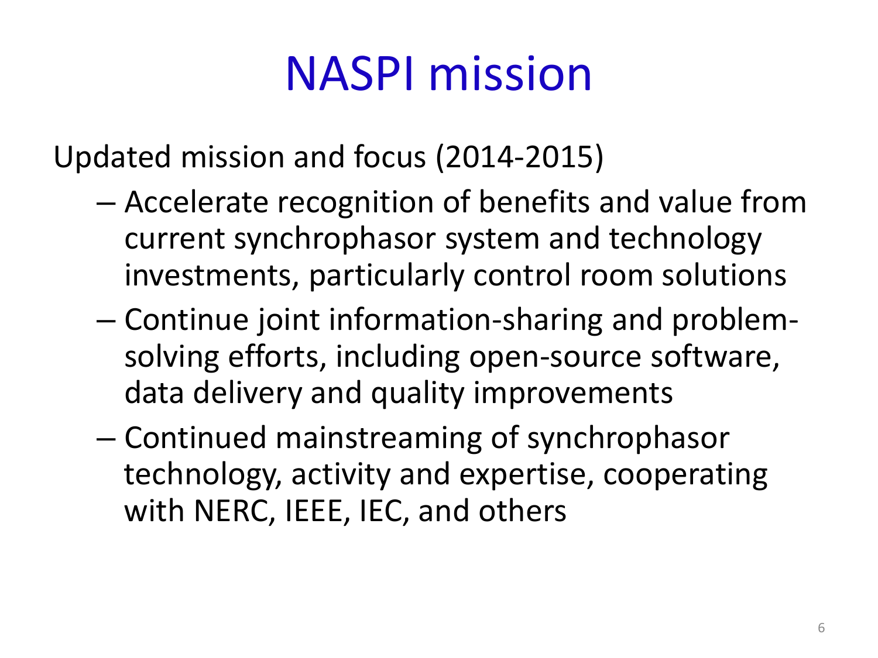# NASPI mission

Updated mission and focus (2014-2015)

- Accelerate recognition of benefits and value from current synchrophasor system and technology investments, particularly control room solutions
- Continue joint information-sharing and problem-solving efforts, including open-source software, data delivery and quality improvements
- Continued mainstreaming of synchrophasor technology, activity and expertise, cooperating with NERC, IEEE, IEC, and others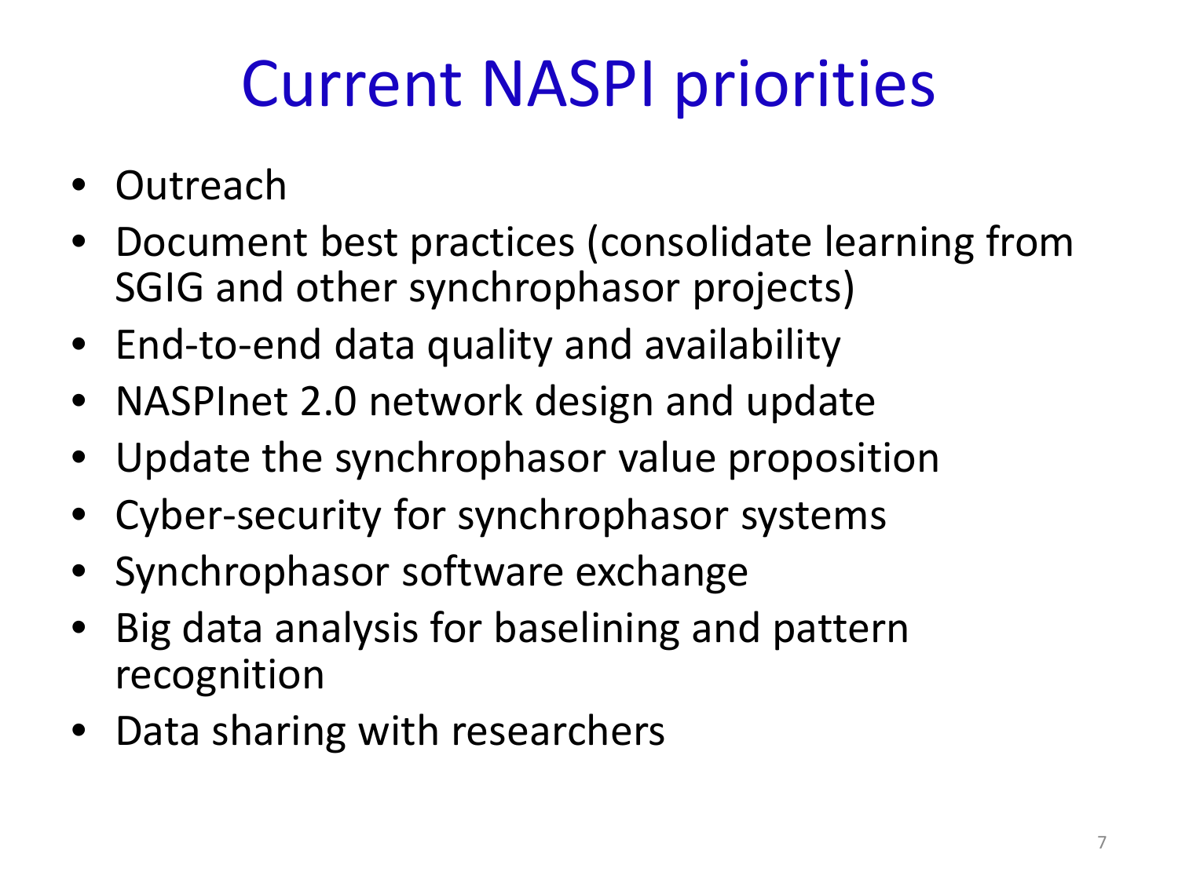# Current NASPI priorities

- Outreach
- Document best practices (consolidate learning from SGIG and other synchrophasor projects)
- End-to-end data quality and availability
- NASPInet 2.0 network design and update
- Update the synchrophasor value proposition
- Cyber-security for synchrophasor systems
- Synchrophasor software exchange
- Big data analysis for baselining and pattern recognition
- Data sharing with researchers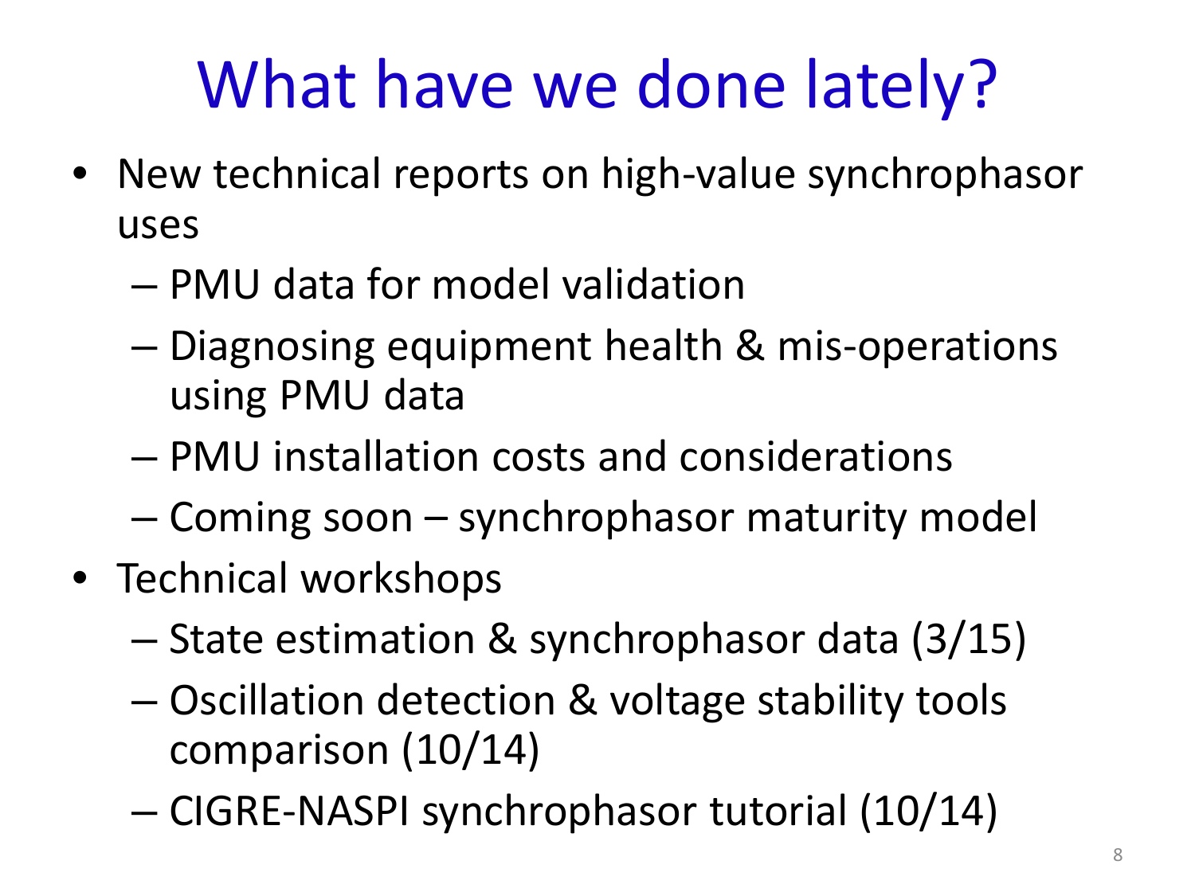# What have we done lately?

- New technical reports on high-value synchrophasor uses
  - PMU data for model validation
  - Diagnosing equipment health & mis-operations using PMU data
  - PMU installation costs and considerations
  - Coming soon – synchrophasor maturity model
- Technical workshops
  - State estimation & synchrophasor data (3/15)
  - Oscillation detection & voltage stability tools comparison (10/14)
  - CIGRE-NASPI synchrophasor tutorial (10/14)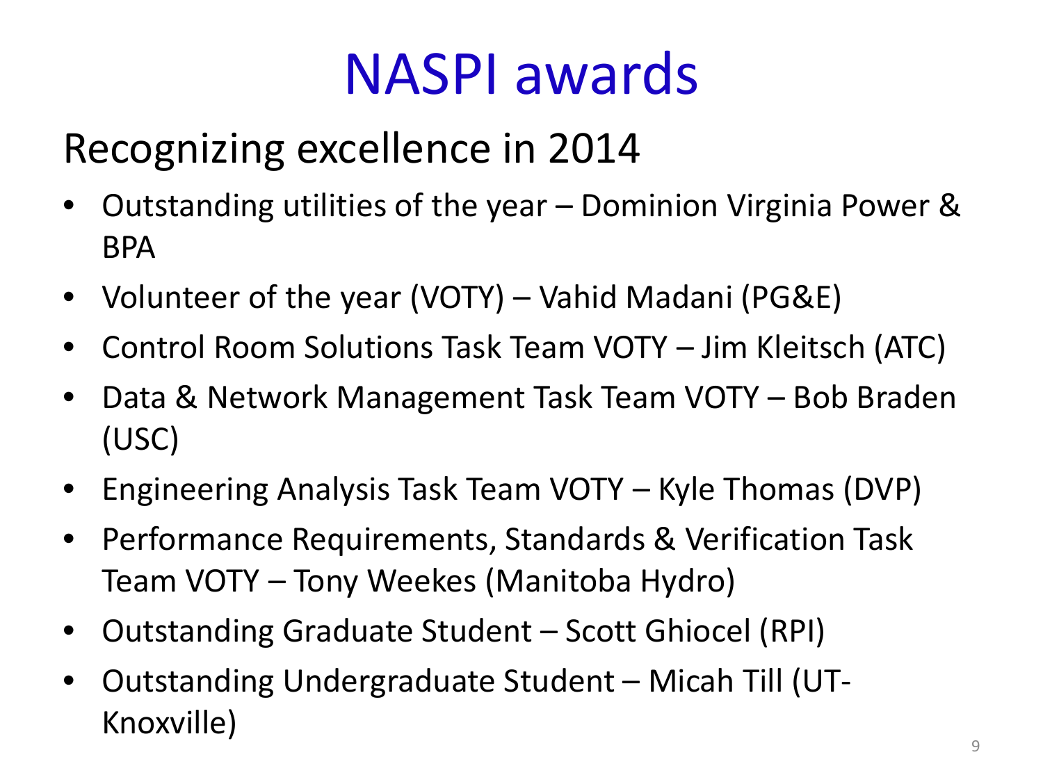# NASPI awards

## Recognizing excellence in 2014

- Outstanding utilities of the year – Dominion Virginia Power & BPA
- Volunteer of the year (VOTY) – Vahid Madani (PG&E)
- Control Room Solutions Task Team VOTY – Jim Kleitsch (ATC)
- Data & Network Management Task Team VOTY – Bob Braden (USC)
- Engineering Analysis Task Team VOTY – Kyle Thomas (DVP)
- Performance Requirements, Standards & Verification Task Team VOTY – Tony Weekes (Manitoba Hydro)
- Outstanding Graduate Student – Scott Ghiocel (RPI)
- Outstanding Undergraduate Student – Micah Till (UT-Knoxville)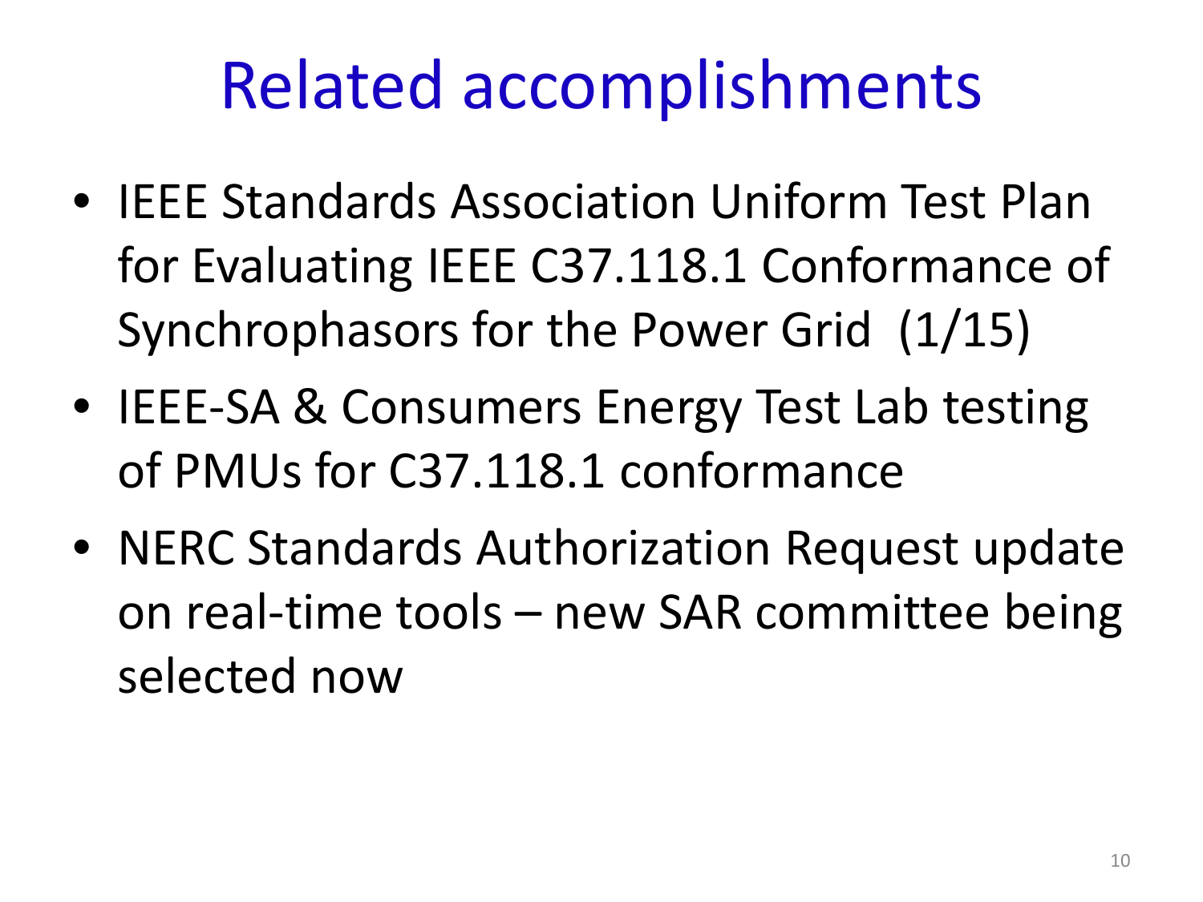# Related accomplishments

- IEEE Standards Association Uniform Test Plan for Evaluating IEEE C37.118.1 Conformance of Synchrophasors for the Power Grid (1/15)
- IEEE-SA & Consumers Energy Test Lab testing of PMUs for C37.118.1 conformance
- NERC Standards Authorization Request update on real-time tools – new SAR committee being selected now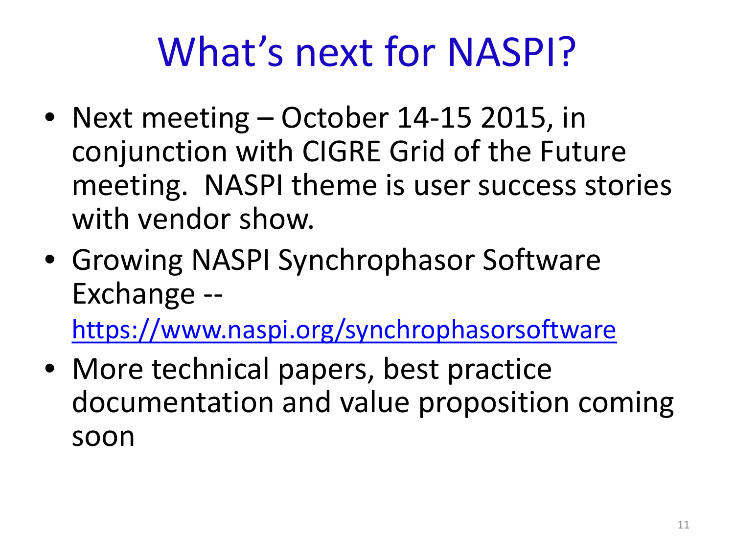# What's next for NASPI?

- Next meeting – October 14-15 2015, in conjunction with CIGRE Grid of the Future meeting. NASPI theme is user success stories with vendor show.
- Growing NASPI Synchrophasor Software Exchange -- https://www.naspi.org/synchrophasorsoftware
- More technical papers, best practice documentation and value proposition coming soon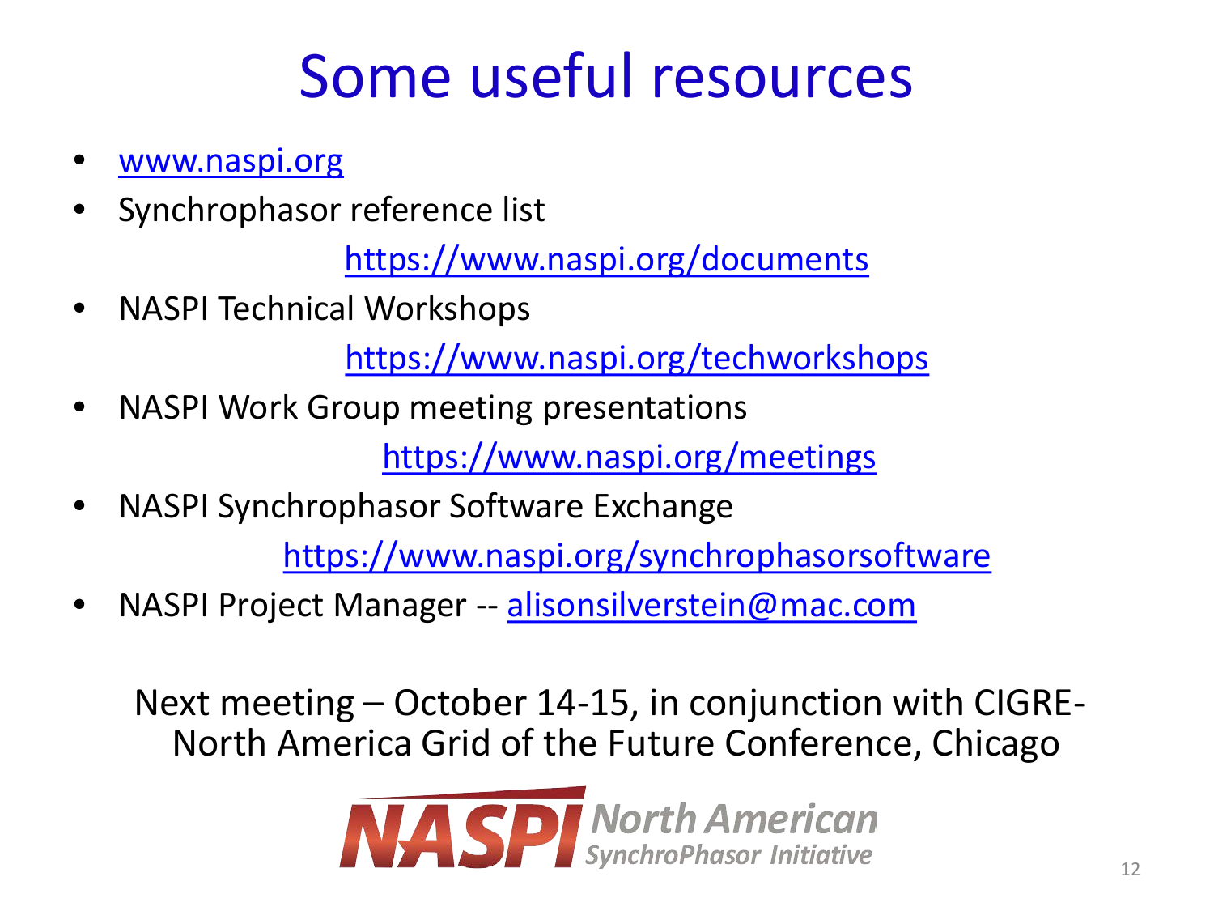# Some useful resources

- www.naspi.org
- Synchrophasor reference list
  https://www.naspi.org/documents
- NASPI Technical Workshops
  https://www.naspi.org/techworkshops
- NASPI Work Group meeting presentations
  https://www.naspi.org/meetings
- NASPI Synchrophasor Software Exchange
  https://www.naspi.org/synchrophasorsoftware
- NASPI Project Manager -- alisonsilverstein@mac.com

Next meeting – October 14-15, in conjunction with CIGRE-North America Grid of the Future Conference, Chicago

NASPI North American SynchroPhasor Initiative